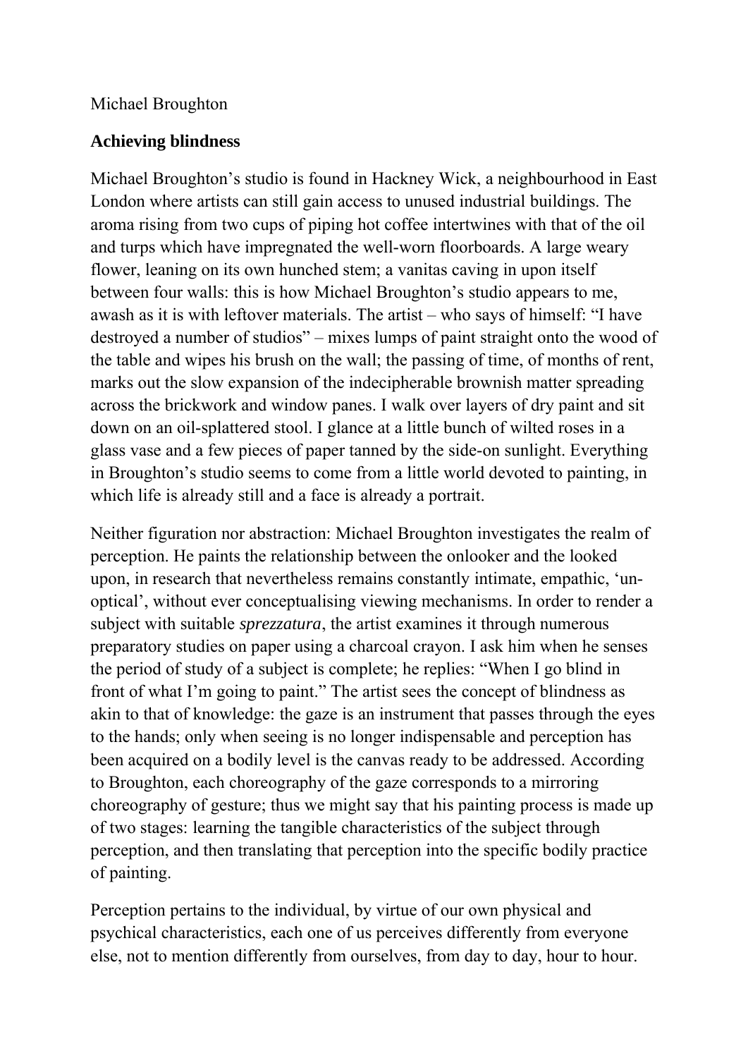Michael Broughton

## Achieving blindness

Michael Broughton's studio is found in Hackney Wick, a neighbourhood in East London where artists can still gain access to unused industrial buildings. The aroma rising from two cups of piping hot coffee intertwines with that of the oil and turps which have impregnated the well-worn floorboards. A large weary flower, leaning on its own hunched stem; a vanitas caving in upon itself between four walls: this is how Michael Broughton's studio appears to me, awash as it is with leftover materials. The artist – who says of himself: "I have destroyed a number of studios" – mixes lumps of paint straight onto the wood of the table and wipes his brush on the wall; the passing of time, of months of rent, marks out the slow expansion of the indecipherable brownish matter spreading across the brickwork and window panes. I walk over layers of dry paint and sit down on an oil-splattered stool. I glance at a little bunch of wilted roses in a glass vase and a few pieces of paper tanned by the side-on sunlight. Everything in Broughton's studio seems to come from a little world devoted to painting, in which life is already still and a face is already a portrait.

Neither figuration nor abstraction: Michael Broughton investigates the realm of perception. He paints the relationship between the onlooker and the looked upon, in research that nevertheless remains constantly intimate, empathic, 'un-optical', without ever conceptualising viewing mechanisms. In order to render a subject with suitable *sprezzatura*, the artist examines it through numerous preparatory studies on paper using a charcoal crayon. I ask him when he senses the period of study of a subject is complete; he replies: "When I go blind in front of what I'm going to paint." The artist sees the concept of blindness as akin to that of knowledge: the gaze is an instrument that passes through the eyes to the hands; only when seeing is no longer indispensable and perception has been acquired on a bodily level is the canvas ready to be addressed. According to Broughton, each choreography of the gaze corresponds to a mirroring choreography of gesture; thus we might say that his painting process is made up of two stages: learning the tangible characteristics of the subject through perception, and then translating that perception into the specific bodily practice of painting.

Perception pertains to the individual, by virtue of our own physical and psychical characteristics, each one of us perceives differently from everyone else, not to mention differently from ourselves, from day to day, hour to hour.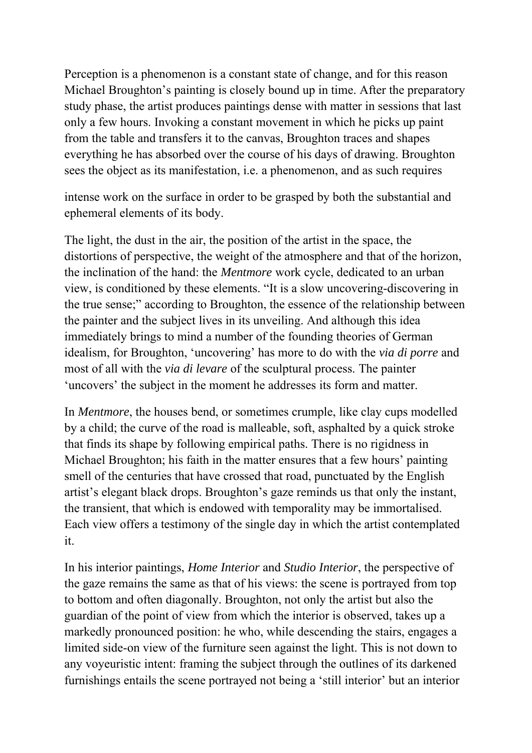Perception is a phenomenon is a constant state of change, and for this reason Michael Broughton's painting is closely bound up in time. After the preparatory study phase, the artist produces paintings dense with matter in sessions that last only a few hours. Invoking a constant movement in which he picks up paint from the table and transfers it to the canvas, Broughton traces and shapes everything he has absorbed over the course of his days of drawing. Broughton sees the object as its manifestation, i.e. a phenomenon, and as such requires

intense work on the surface in order to be grasped by both the substantial and ephemeral elements of its body.

The light, the dust in the air, the position of the artist in the space, the distortions of perspective, the weight of the atmosphere and that of the horizon, the inclination of the hand: the *Mentmore* work cycle, dedicated to an urban view, is conditioned by these elements. "It is a slow uncovering-discovering in the true sense;" according to Broughton, the essence of the relationship between the painter and the subject lives in its unveiling. And although this idea immediately brings to mind a number of the founding theories of German idealism, for Broughton, 'uncovering' has more to do with the *via di porre* and most of all with the *via di levare* of the sculptural process. The painter 'uncovers' the subject in the moment he addresses its form and matter.

In *Mentmore*, the houses bend, or sometimes crumple, like clay cups modelled by a child; the curve of the road is malleable, soft, asphalted by a quick stroke that finds its shape by following empirical paths. There is no rigidness in Michael Broughton; his faith in the matter ensures that a few hours' painting smell of the centuries that have crossed that road, punctuated by the English artist's elegant black drops. Broughton's gaze reminds us that only the instant, the transient, that which is endowed with temporality may be immortalised. Each view offers a testimony of the single day in which the artist contemplated it.

In his interior paintings, *Home Interior* and *Studio Interior*, the perspective of the gaze remains the same as that of his views: the scene is portrayed from top to bottom and often diagonally. Broughton, not only the artist but also the guardian of the point of view from which the interior is observed, takes up a markedly pronounced position: he who, while descending the stairs, engages a limited side-on view of the furniture seen against the light. This is not down to any voyeuristic intent: framing the subject through the outlines of its darkened furnishings entails the scene portrayed not being a 'still interior' but an interior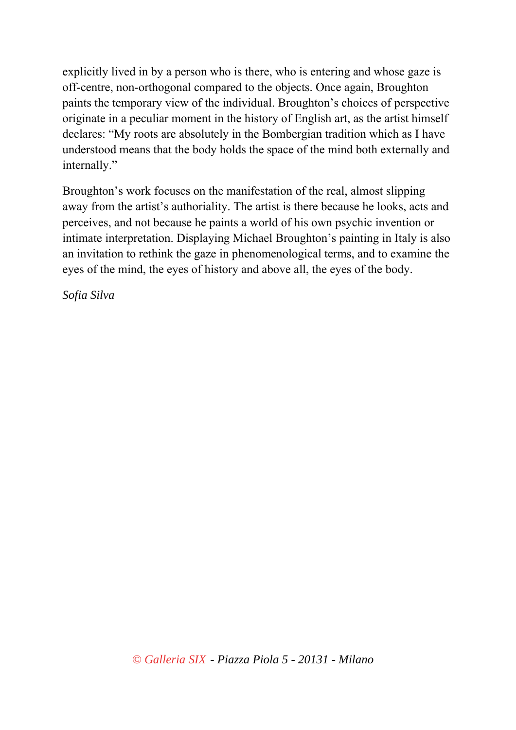explicitly lived in by a person who is there, who is entering and whose gaze is off-centre, non-orthogonal compared to the objects. Once again, Broughton paints the temporary view of the individual. Broughton's choices of perspective originate in a peculiar moment in the history of English art, as the artist himself declares: "My roots are absolutely in the Bombergian tradition which as I have understood means that the body holds the space of the mind both externally and internally."

Broughton's work focuses on the manifestation of the real, almost slipping away from the artist's authoriality. The artist is there because he looks, acts and perceives, and not because he paints a world of his own psychic invention or intimate interpretation. Displaying Michael Broughton's painting in Italy is also an invitation to rethink the gaze in phenomenological terms, and to examine the eyes of the mind, the eyes of history and above all, the eyes of the body.

*Sofia Silva*